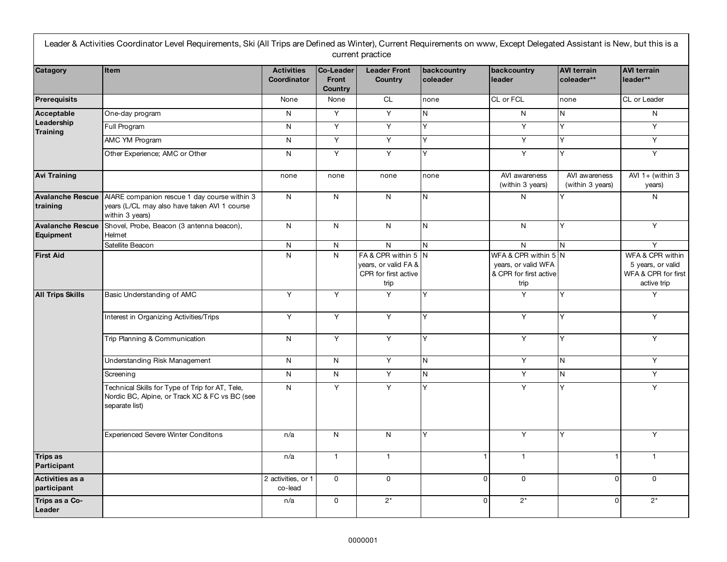| Leader & Activities Coordinator Level Requirements, Ski (All Trips are Defined as Winter), Current Requirements on www, Except Delegated Assistant is New, but this is a current practice | | | | | | | | |
|---|---|---|---|---|---|---|---|---|
| **Catagory** | **Item** | **Activities Coordinator** | **Co-Leader Front Country** | **Leader Front Country** | **backcountry coleader** | **backcountry leader** | **AVI terrain coleader**** | **AVI terrain leader**** |
| **Prerequisits** | | None | None | CL | none | CL or FCL | none | CL or Leader |
| **Acceptable Leadership Training** | One-day program | N | Y | Y | N | N | N | N |
| | Full Program | N | Y | Y | Y | Y | Y | Y |
| | AMC YM Program | N | Y | Y | Y | Y | Y | Y |
| | Other Experience; AMC or Other | N | Y | Y | Y | Y | Y | Y |
| **Avi Training** | | none | none | none | none | AVI awareness (within 3 years) | AVI awareness (within 3 years) | AVI 1+ (within 3 years) |
| **Avalanche Rescue training** | AIARE companion rescue 1 day course within 3 years (L/CL may also have taken AVI 1 course within 3 years) | N | N | N | N | N | Y | N |
| **Avalanche Rescue Equipment** | Shovel, Probe, Beacon (3 antenna beacon), Helmet | N | N | N | N | N | Y | Y |
| | Satellite Beacon | N | N | N | N | N | N | Y |
| **First Aid** | | N | N | FA & CPR within 5 years, or valid FA & CPR for first active trip | N | WFA & CPR within 5 years, or valid WFA & CPR for first active trip | N | WFA & CPR within 5 years, or valid WFA & CPR for first active trip |
| **All Trips Skills** | Basic Understanding of AMC | Y | Y | Y | Y | Y | Y | Y |
| | Interest in Organizing Activities/Trips | Y | Y | Y | Y | Y | Y | Y |
| | Trip Planning & Communication | N | Y | Y | Y | Y | Y | Y |
| | Understanding Risk Management | N | N | Y | N | Y | N | Y |
| | Screening | N | N | Y | N | Y | N | Y |
| | Technical Skills for Type of Trip for AT, Tele, Nordic BC, Alpine, or Track XC & FC vs BC (see separate list) | N | Y | Y | Y | Y | Y | Y |
| | Experienced Severe Winter Conditons | n/a | N | N | Y | Y | Y | Y |
| **Trips as Participant** | | n/a | 1 | 1 | 1 | 1 | 1 | 1 |
| **Activities as a participant** | | 2 activities, or 1 co-lead | 0 | 0 | 0 | 0 | 0 | 0 |
| **Trips as a Co-Leader** | | n/a | 0 | 2* | 0 | 2* | 0 | 2* |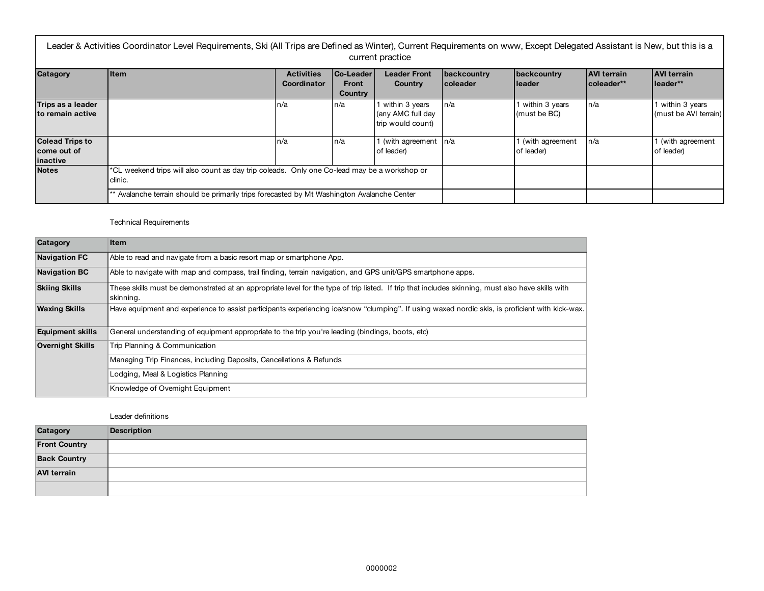| Leader & Activities Coordinator Level Requirements, Ski (All Trips are Defined as Winter), Current Requirements on www, Except Delegated Assistant is New, but this is a current practice | | | | | | | | |
|---|---|---|---|---|---|---|---|---|
| **Catagory** | **Item** | **Activities Coordinator** | **Co-Leader Front Country** | **Leader Front Country** | **backcountry coleader** | **backcountry leader** | **AVI terrain coleader**** | **AVI terrain leader**** |
| **Trips as a leader to remain active** | | n/a | n/a | 1 within 3 years (any AMC full day trip would count) | n/a | 1 within 3 years (must be BC) | n/a | 1 within 3 years (must be AVI terrain) |
| **Colead Trips to come out of inactive** | | n/a | n/a | 1 (with agreement of leader) | n/a | 1 (with agreement of leader) | n/a | 1 (with agreement of leader) |
| **Notes** | *CL weekend trips will also count as day trip coleads. Only one Co-lead may be a workshop or clinic. | | | | | | | |
| | ** Avalanche terrain should be primarily trips forecasted by Mt Washington Avalanche Center | | | | | | | |

Technical Requirements

| Catagory | Item |
|---|---|
| **Navigation FC** | Able to read and navigate from a basic resort map or smartphone App. |
| **Navigation BC** | Able to navigate with map and compass, trail finding, terrain navigation, and GPS unit/GPS smartphone apps. |
| **Skiing Skills** | These skills must be demonstrated at an appropriate level for the type of trip listed. If trip that includes skinning, must also have skills with skinning. |
| **Waxing Skills** | Have equipment and experience to assist participants experiencing ice/snow "clumping". If using waxed nordic skis, is proficient with kick-wax. |
| **Equipment skills** | General understanding of equipment appropriate to the trip you're leading (bindings, boots, etc) |
| **Overnight Skills** | Trip Planning & Communication |
| | Managing Trip Finances, including Deposits, Cancellations & Refunds |
| | Lodging, Meal & Logistics Planning |
| | Knowledge of Overnight Equipment |

Leader definitions

| Catagory | Description |
|---|---|
| **Front Country** | |
| **Back Country** | |
| **AVI terrain** | |
| | |